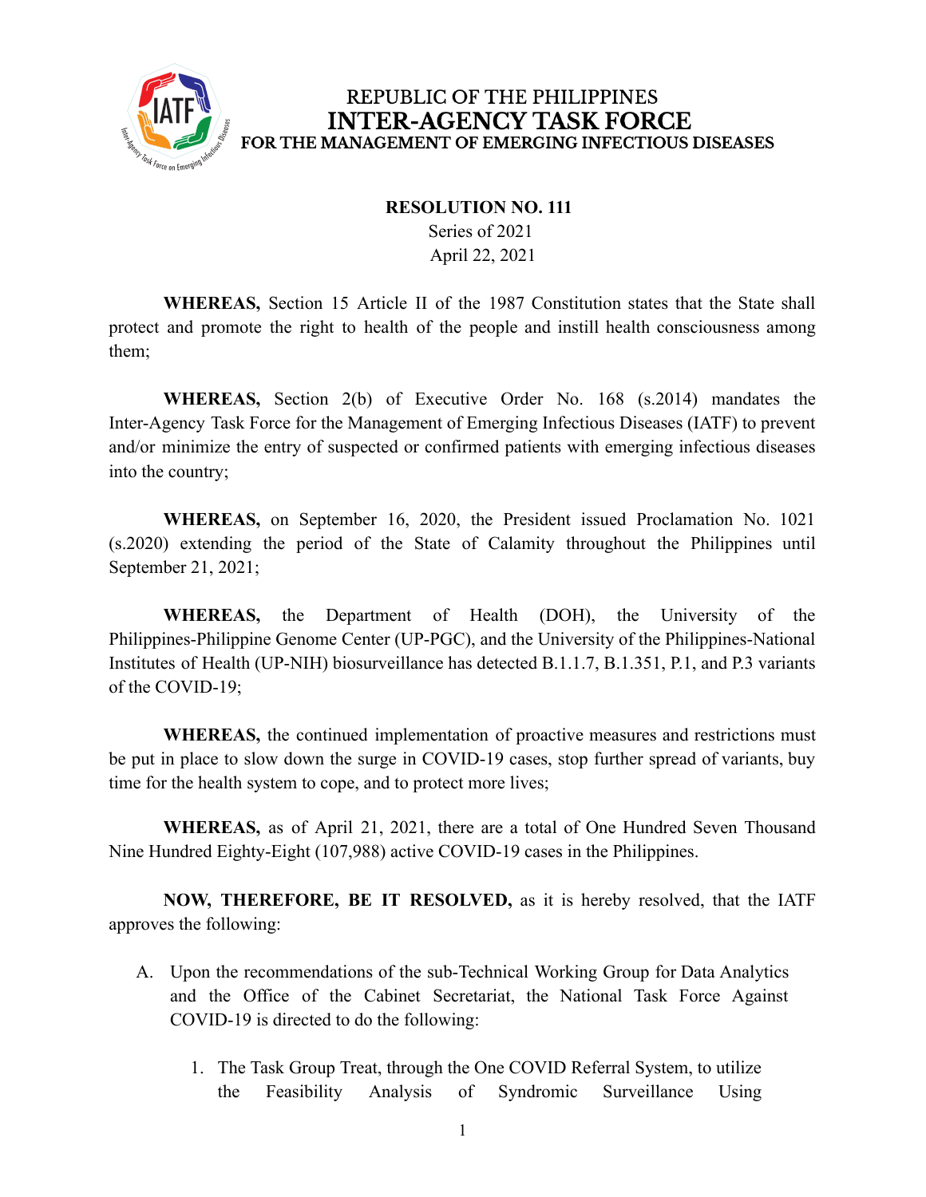REPUBLIC OF THE PHILIPPINES

# INTER-AGENCY TASK FORCE

FOR THE MANAGEMENT OF EMERGING INFECTIOUS DISEASES

**RESOLUTION NO. 111**

Series of 2021

April 22, 2021

**WHEREAS,** Section 15 Article II of the 1987 Constitution states that the State shall protect and promote the right to health of the people and instill health consciousness among them;

**WHEREAS,** Section 2(b) of Executive Order No. 168 (s.2014) mandates the Inter-Agency Task Force for the Management of Emerging Infectious Diseases (IATF) to prevent and/or minimize the entry of suspected or confirmed patients with emerging infectious diseases into the country;

**WHEREAS,** on September 16, 2020, the President issued Proclamation No. 1021 (s.2020) extending the period of the State of Calamity throughout the Philippines until September 21, 2021;

**WHEREAS,** the Department of Health (DOH), the University of the Philippines-Philippine Genome Center (UP-PGC), and the University of the Philippines-National Institutes of Health (UP-NIH) biosurveillance has detected B.1.1.7, B.1.351, P.1, and P.3 variants of the COVID-19;

**WHEREAS,** the continued implementation of proactive measures and restrictions must be put in place to slow down the surge in COVID-19 cases, stop further spread of variants, buy time for the health system to cope, and to protect more lives;

**WHEREAS,** as of April 21, 2021, there are a total of One Hundred Seven Thousand Nine Hundred Eighty-Eight (107,988) active COVID-19 cases in the Philippines.

**NOW, THEREFORE, BE IT RESOLVED,** as it is hereby resolved, that the IATF approves the following:

A. Upon the recommendations of the sub-Technical Working Group for Data Analytics and the Office of the Cabinet Secretariat, the National Task Force Against COVID-19 is directed to do the following:

   1. The Task Group Treat, through the One COVID Referral System, to utilize the Feasibility Analysis of Syndromic Surveillance Using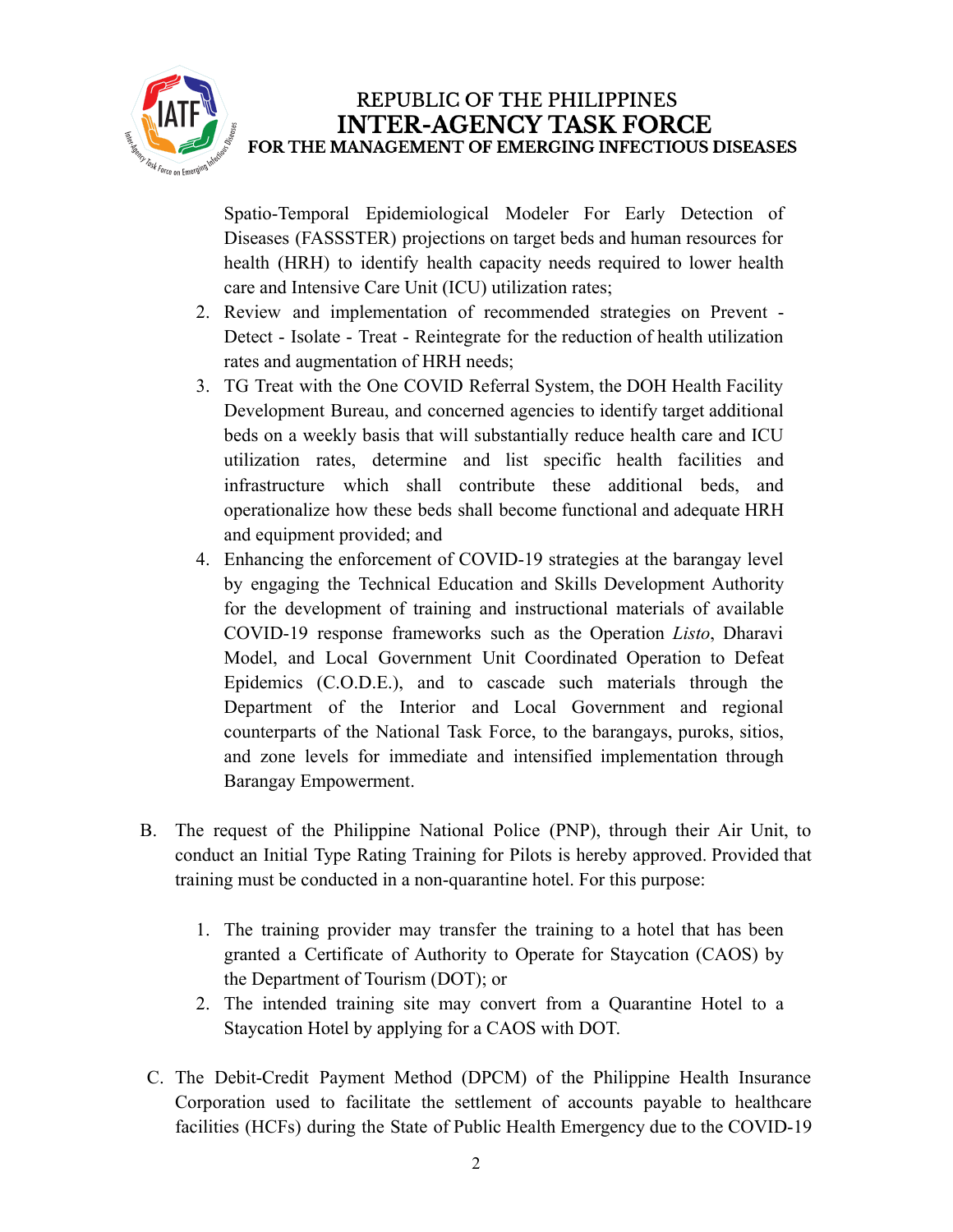Spatio-Temporal Epidemiological Modeler For Early Detection of Diseases (FASSSTER) projections on target beds and human resources for health (HRH) to identify health capacity needs required to lower health care and Intensive Care Unit (ICU) utilization rates;

2. Review and implementation of recommended strategies on Prevent - Detect - Isolate - Treat - Reintegrate for the reduction of health utilization rates and augmentation of HRH needs;
3. TG Treat with the One COVID Referral System, the DOH Health Facility Development Bureau, and concerned agencies to identify target additional beds on a weekly basis that will substantially reduce health care and ICU utilization rates, determine and list specific health facilities and infrastructure which shall contribute these additional beds, and operationalize how these beds shall become functional and adequate HRH and equipment provided; and
4. Enhancing the enforcement of COVID-19 strategies at the barangay level by engaging the Technical Education and Skills Development Authority for the development of training and instructional materials of available COVID-19 response frameworks such as the Operation *Listo*, Dharavi Model, and Local Government Unit Coordinated Operation to Defeat Epidemics (C.O.D.E.), and to cascade such materials through the Department of the Interior and Local Government and regional counterparts of the National Task Force, to the barangays, puroks, sitios, and zone levels for immediate and intensified implementation through Barangay Empowerment.

B. The request of the Philippine National Police (PNP), through their Air Unit, to conduct an Initial Type Rating Training for Pilots is hereby approved. Provided that training must be conducted in a non-quarantine hotel. For this purpose:

1. The training provider may transfer the training to a hotel that has been granted a Certificate of Authority to Operate for Staycation (CAOS) by the Department of Tourism (DOT); or
2. The intended training site may convert from a Quarantine Hotel to a Staycation Hotel by applying for a CAOS with DOT.

C. The Debit-Credit Payment Method (DPCM) of the Philippine Health Insurance Corporation used to facilitate the settlement of accounts payable to healthcare facilities (HCFs) during the State of Public Health Emergency due to the COVID-19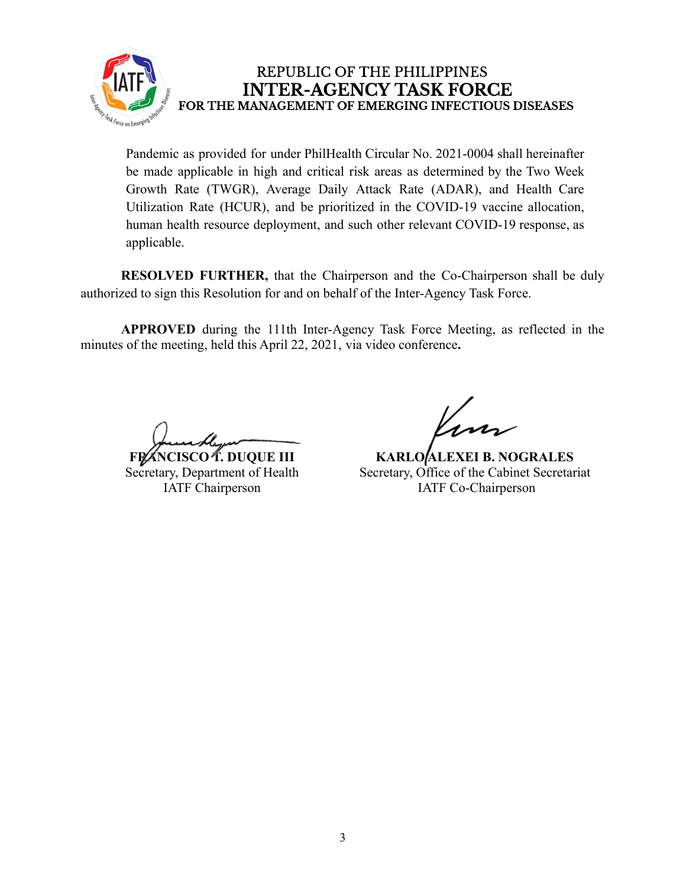Pandemic as provided for under PhilHealth Circular No. 2021-0004 shall hereinafter be made applicable in high and critical risk areas as determined by the Two Week Growth Rate (TWGR), Average Daily Attack Rate (ADAR), and Health Care Utilization Rate (HCUR), and be prioritized in the COVID-19 vaccine allocation, human health resource deployment, and such other relevant COVID-19 response, as applicable.

**RESOLVED FURTHER,** that the Chairperson and the Co-Chairperson shall be duly authorized to sign this Resolution for and on behalf of the Inter-Agency Task Force.

**APPROVED** during the 111th Inter-Agency Task Force Meeting, as reflected in the minutes of the meeting, held this April 22, 2021, via video conference**.**

**FRANCISCO T. DUQUE III**
Secretary, Department of Health
IATF Chairperson

**KARLO ALEXEI B. NOGRALES**
Secretary, Office of the Cabinet Secretariat
IATF Co-Chairperson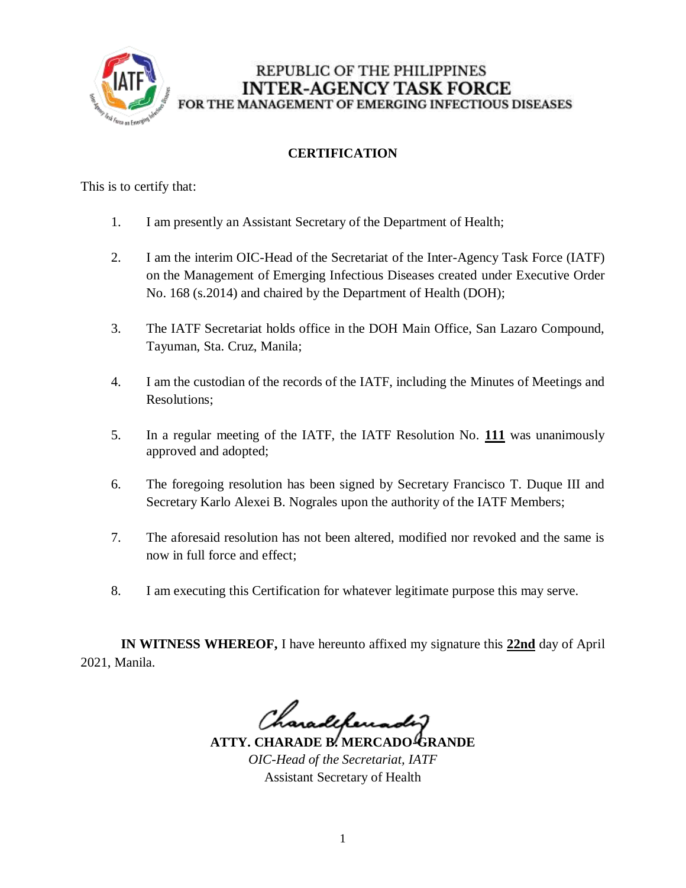REPUBLIC OF THE PHILIPPINES
**INTER-AGENCY TASK FORCE**
FOR THE MANAGEMENT OF EMERGING INFECTIOUS DISEASES

## CERTIFICATION

This is to certify that:

1. I am presently an Assistant Secretary of the Department of Health;

2. I am the interim OIC-Head of the Secretariat of the Inter-Agency Task Force (IATF) on the Management of Emerging Infectious Diseases created under Executive Order No. 168 (s.2014) and chaired by the Department of Health (DOH);

3. The IATF Secretariat holds office in the DOH Main Office, San Lazaro Compound, Tayuman, Sta. Cruz, Manila;

4. I am the custodian of the records of the IATF, including the Minutes of Meetings and Resolutions;

5. In a regular meeting of the IATF, the IATF Resolution No. **111** was unanimously approved and adopted;

6. The foregoing resolution has been signed by Secretary Francisco T. Duque III and Secretary Karlo Alexei B. Nograles upon the authority of the IATF Members;

7. The aforesaid resolution has not been altered, modified nor revoked and the same is now in full force and effect;

8. I am executing this Certification for whatever legitimate purpose this may serve.

**IN WITNESS WHEREOF,** I have hereunto affixed my signature this **22nd** day of April 2021, Manila.

**ATTY. CHARADE B. MERCADO-GRANDE**
*OIC-Head of the Secretariat, IATF*
Assistant Secretary of Health